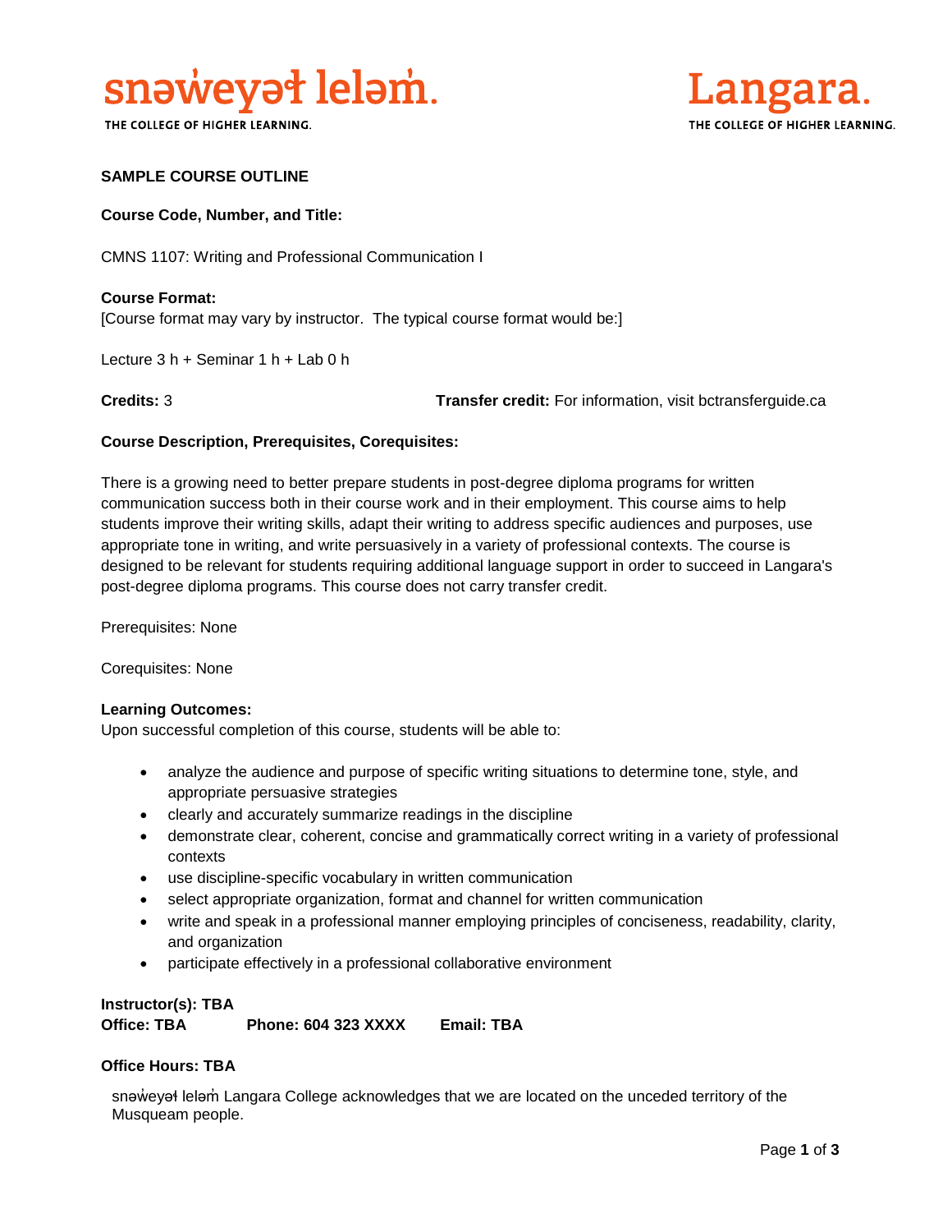snəw̓eyəɬ leləm̓.
THE COLLEGE OF HIGHER LEARNING.

Langara.
THE COLLEGE OF HIGHER LEARNING.

**SAMPLE COURSE OUTLINE**

**Course Code, Number, and Title:**

CMNS 1107: Writing and Professional Communication I

**Course Format:**
[Course format may vary by instructor. The typical course format would be:]

Lecture 3 h + Seminar 1 h + Lab 0 h

**Credits:** 3

**Transfer credit:** For information, visit bctransferguide.ca

**Course Description, Prerequisites, Corequisites:**

There is a growing need to better prepare students in post-degree diploma programs for written communication success both in their course work and in their employment. This course aims to help students improve their writing skills, adapt their writing to address specific audiences and purposes, use appropriate tone in writing, and write persuasively in a variety of professional contexts. The course is designed to be relevant for students requiring additional language support in order to succeed in Langara's post-degree diploma programs. This course does not carry transfer credit.

Prerequisites: None

Corequisites: None

**Learning Outcomes:**
Upon successful completion of this course, students will be able to:

- analyze the audience and purpose of specific writing situations to determine tone, style, and appropriate persuasive strategies
- clearly and accurately summarize readings in the discipline
- demonstrate clear, coherent, concise and grammatically correct writing in a variety of professional contexts
- use discipline-specific vocabulary in written communication
- select appropriate organization, format and channel for written communication
- write and speak in a professional manner employing principles of conciseness, readability, clarity, and organization
- participate effectively in a professional collaborative environment

**Instructor(s): TBA**
**Office: TBA** **Phone: 604 323 XXXX** **Email: TBA**

**Office Hours: TBA**

snəw̓eyəɬ leləm̓ Langara College acknowledges that we are located on the unceded territory of the Musqueam people.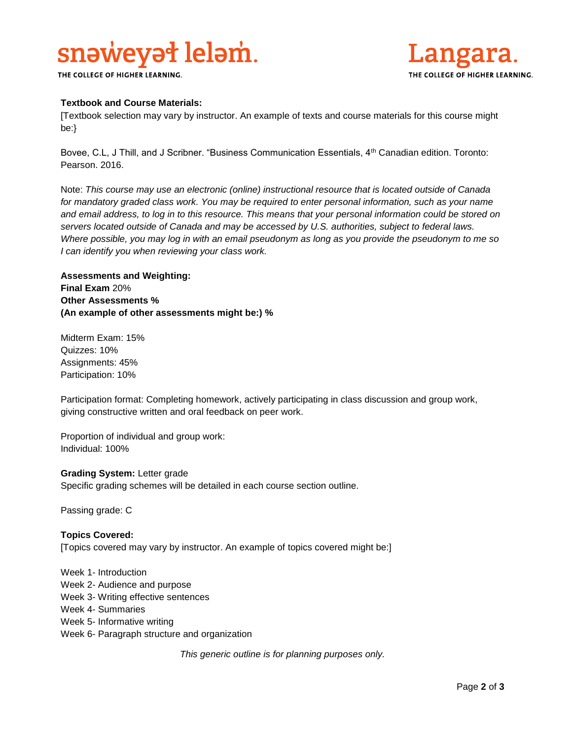**Textbook and Course Materials:**
[Textbook selection may vary by instructor. An example of texts and course materials for this course might be:}

Bovee, C.L, J Thill, and J Scribner. "Business Communication Essentials, 4th Canadian edition. Toronto: Pearson. 2016.

Note: *This course may use an electronic (online) instructional resource that is located outside of Canada for mandatory graded class work. You may be required to enter personal information, such as your name and email address, to log in to this resource. This means that your personal information could be stored on servers located outside of Canada and may be accessed by U.S. authorities, subject to federal laws. Where possible, you may log in with an email pseudonym as long as you provide the pseudonym to me so I can identify you when reviewing your class work.*

**Assessments and Weighting:**
**Final Exam** 20%
**Other Assessments %**
**(An example of other assessments might be:) %**

Midterm Exam: 15%
Quizzes: 10%
Assignments: 45%
Participation: 10%

Participation format: Completing homework, actively participating in class discussion and group work, giving constructive written and oral feedback on peer work.

Proportion of individual and group work:
Individual: 100%

**Grading System:** Letter grade
Specific grading schemes will be detailed in each course section outline.

Passing grade: C

**Topics Covered:**
[Topics covered may vary by instructor. An example of topics covered might be:]

Week 1- Introduction
Week 2- Audience and purpose
Week 3- Writing effective sentences
Week 4- Summaries
Week 5- Informative writing
Week 6- Paragraph structure and organization

*This generic outline is for planning purposes only.*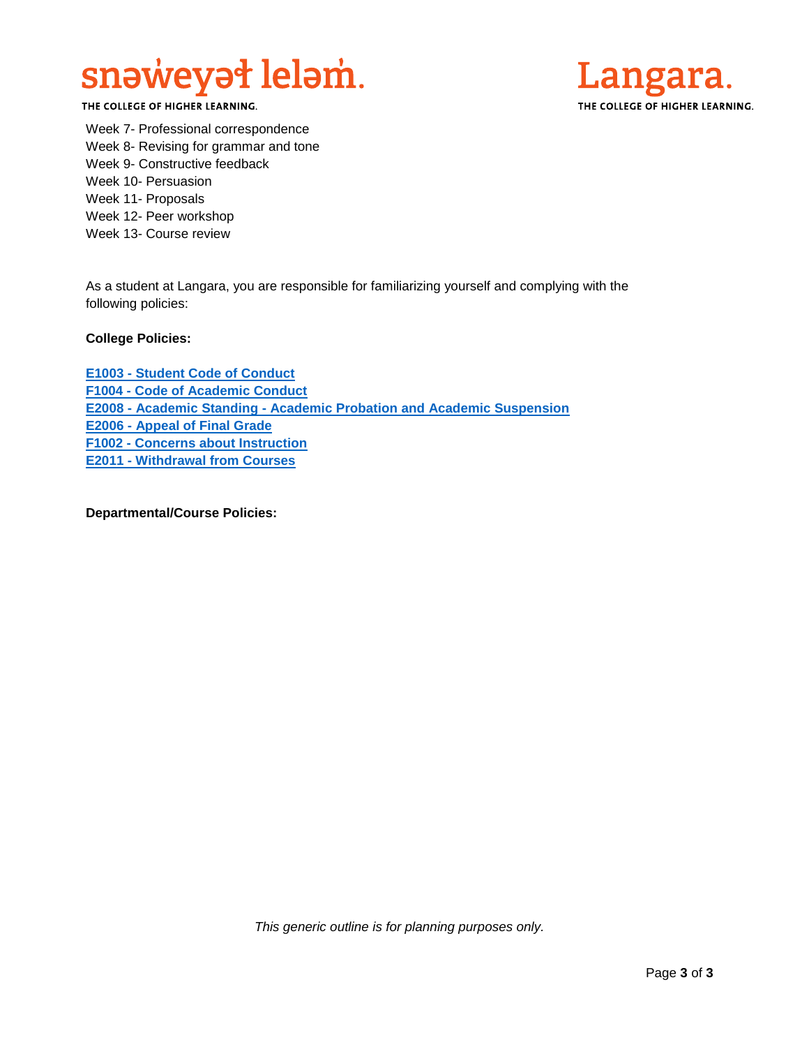Week 7- Professional correspondence
Week 8- Revising for grammar and tone
Week 9- Constructive feedback
Week 10- Persuasion
Week 11- Proposals
Week 12- Peer workshop
Week 13- Course review

As a student at Langara, you are responsible for familiarizing yourself and complying with the following policies:

**College Policies:**

**E1003 - Student Code of Conduct**
**F1004 - Code of Academic Conduct**
**E2008 - Academic Standing - Academic Probation and Academic Suspension**
**E2006 - Appeal of Final Grade**
**F1002 - Concerns about Instruction**
**E2011 - Withdrawal from Courses**

**Departmental/Course Policies:**

*This generic outline is for planning purposes only.*